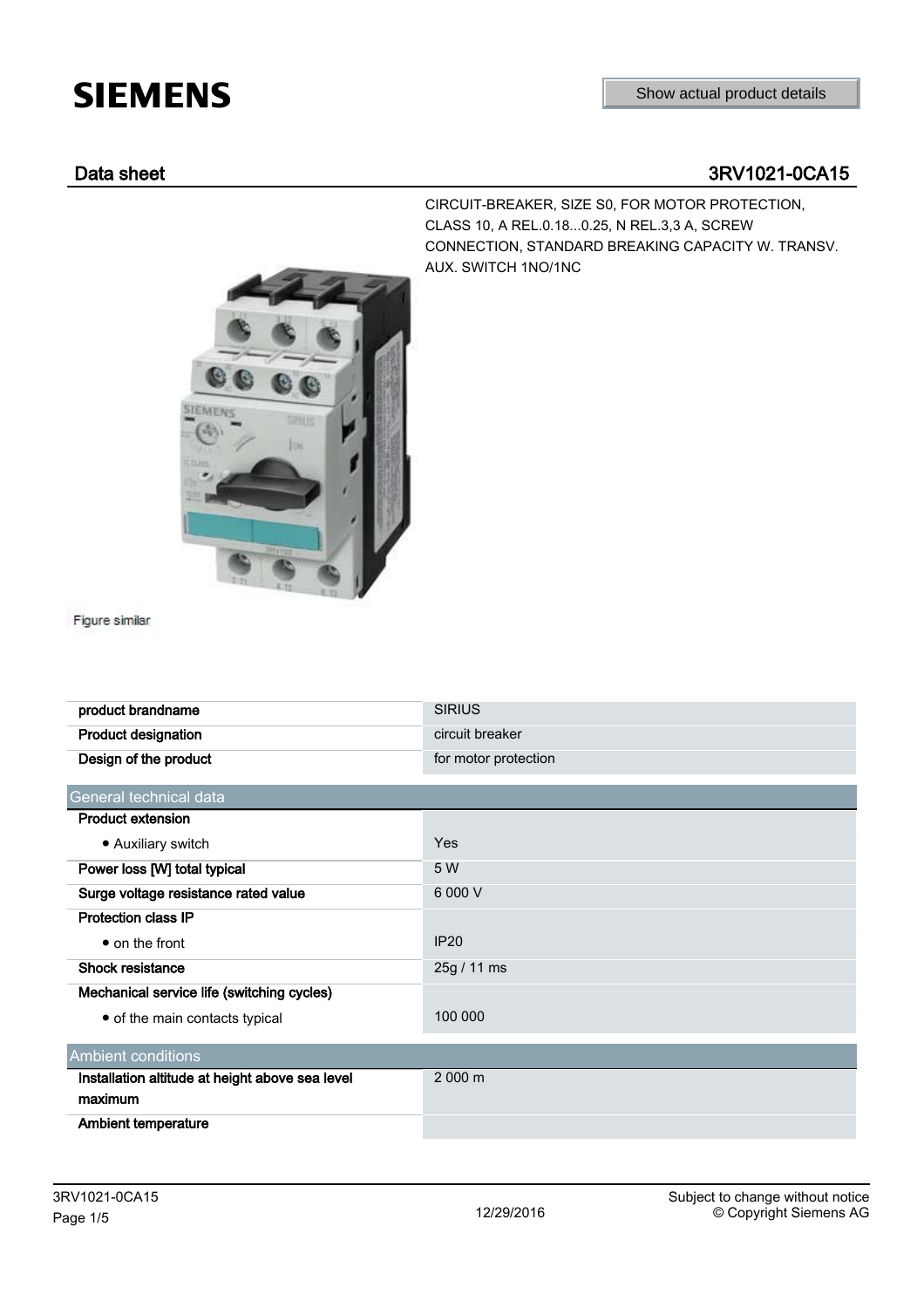SIEMENS

Show actual product details

## Data sheet 3RV1021-0CA15

CIRCUIT-BREAKER, SIZE S0, FOR MOTOR PROTECTION, CLASS 10, A REL.0.18...0.25, N REL.3,3 A, SCREW CONNECTION, STANDARD BREAKING CAPACITY W. TRANSV. AUX. SWITCH 1NO/1NC

Figure similar

| | |
|---|---|
| **product brandname** | SIRIUS |
| **Product designation** | circuit breaker |
| **Design of the product** | for motor protection |

| General technical data | |
|---|---|
| **Product extension** | |
| • Auxiliary switch | Yes |
| **Power loss [W] total typical** | 5 W |
| **Surge voltage resistance rated value** | 6 000 V |
| **Protection class IP** | |
| • on the front | IP20 |
| **Shock resistance** | 25g / 11 ms |
| **Mechanical service life (switching cycles)** | |
| • of the main contacts typical | 100 000 |

| Ambient conditions | |
|---|---|
| **Installation altitude at height above sea level maximum** | 2 000 m |
| **Ambient temperature** | |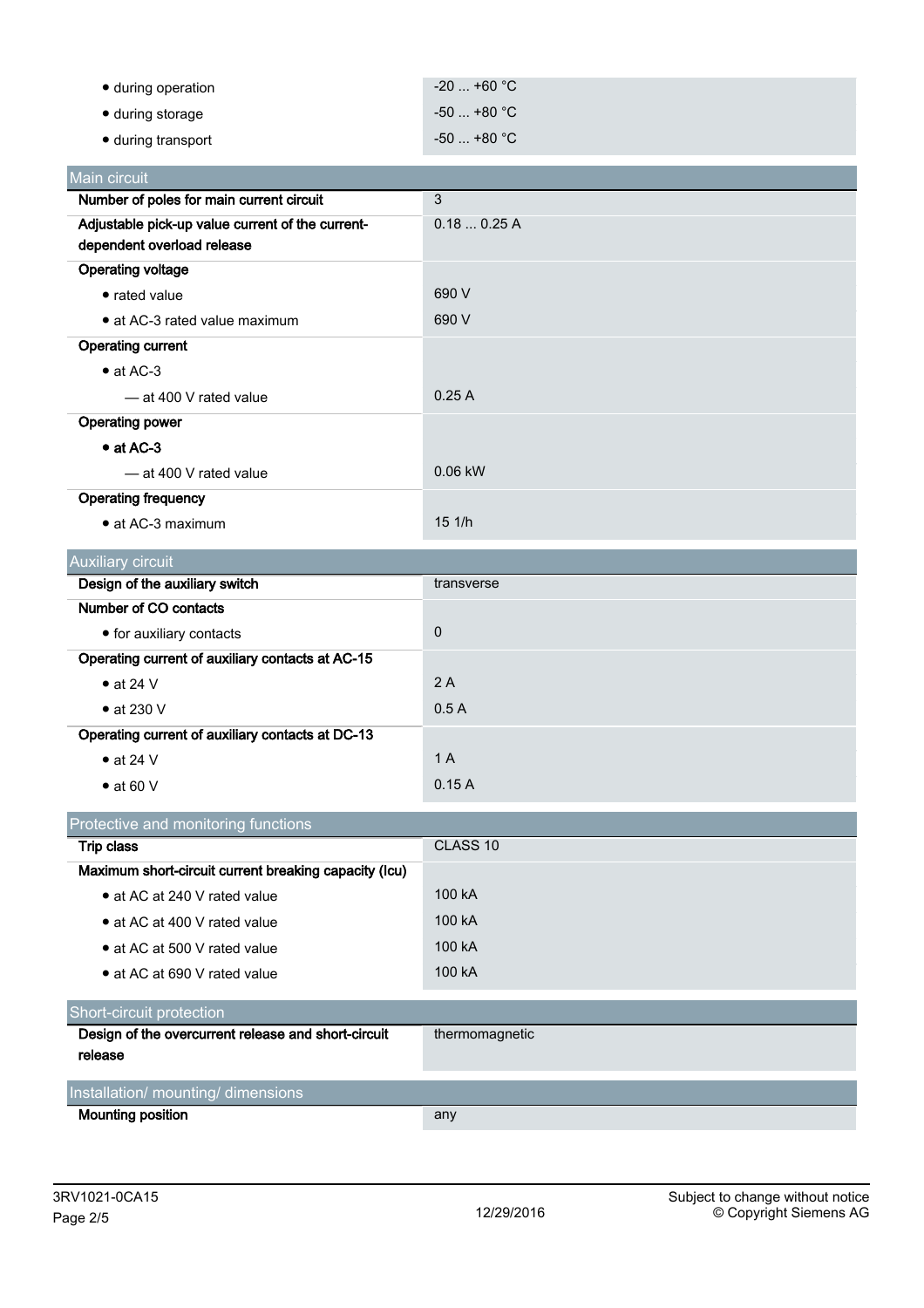| | |
|---|---|
| • during operation | -20 ... +60 °C |
| • during storage | -50 ... +80 °C |
| • during transport | -50 ... +80 °C |

## Main circuit

| | |
|---|---|
| **Number of poles for main current circuit** | 3 |
| **Adjustable pick-up value current of the current-dependent overload release** | 0.18 ... 0.25 A |
| **Operating voltage** | |
| • rated value | 690 V |
| • at AC-3 rated value maximum | 690 V |
| **Operating current** | |
| • at AC-3 | |
| — at 400 V rated value | 0.25 A |
| **Operating power** | |
| • **at AC-3** | |
| — at 400 V rated value | 0.06 kW |
| **Operating frequency** | |
| • at AC-3 maximum | 15 1/h |

## Auxiliary circuit

| | |
|---|---|
| **Design of the auxiliary switch** | transverse |
| **Number of CO contacts** | |
| • for auxiliary contacts | 0 |
| **Operating current of auxiliary contacts at AC-15** | |
| • at 24 V | 2 A |
| • at 230 V | 0.5 A |
| **Operating current of auxiliary contacts at DC-13** | |
| • at 24 V | 1 A |
| • at 60 V | 0.15 A |

## Protective and monitoring functions

| | |
|---|---|
| **Trip class** | CLASS 10 |
| **Maximum short-circuit current breaking capacity (Icu)** | |
| • at AC at 240 V rated value | 100 kA |
| • at AC at 400 V rated value | 100 kA |
| • at AC at 500 V rated value | 100 kA |
| • at AC at 690 V rated value | 100 kA |

## Short-circuit protection

| | |
|---|---|
| **Design of the overcurrent release and short-circuit release** | thermomagnetic |

## Installation/ mounting/ dimensions

| | |
|---|---|
| **Mounting position** | any |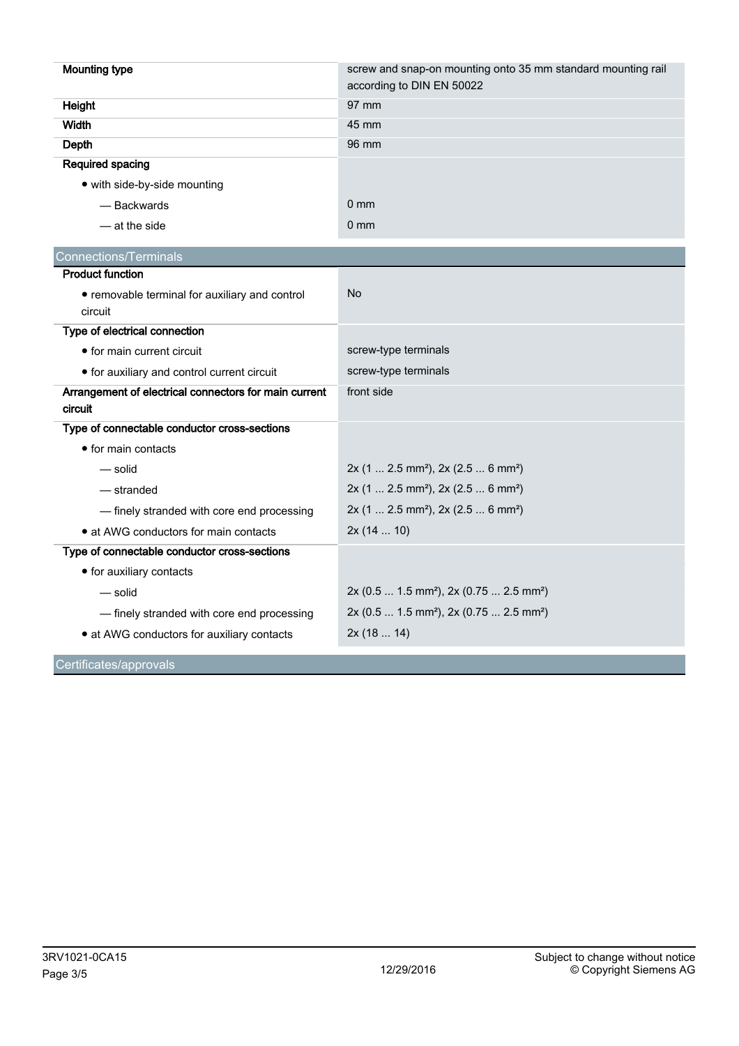| | |
|---|---|
| **Mounting type** | screw and snap-on mounting onto 35 mm standard mounting rail according to DIN EN 50022 |
| **Height** | 97 mm |
| **Width** | 45 mm |
| **Depth** | 96 mm |
| **Required spacing** | |
| • with side-by-side mounting | |
| — Backwards | 0 mm |
| — at the side | 0 mm |

## Connections/Terminals

| | |
|---|---|
| **Product function** | |
| • removable terminal for auxiliary and control circuit | No |
| **Type of electrical connection** | |
| • for main current circuit | screw-type terminals |
| • for auxiliary and control current circuit | screw-type terminals |
| **Arrangement of electrical connectors for main current circuit** | front side |
| **Type of connectable conductor cross-sections** | |
| • for main contacts | |
| — solid | 2x (1 ... 2.5 mm²), 2x (2.5 ... 6 mm²) |
| — stranded | 2x (1 ... 2.5 mm²), 2x (2.5 ... 6 mm²) |
| — finely stranded with core end processing | 2x (1 ... 2.5 mm²), 2x (2.5 ... 6 mm²) |
| • at AWG conductors for main contacts | 2x (14 ... 10) |
| **Type of connectable conductor cross-sections** | |
| • for auxiliary contacts | |
| — solid | 2x (0.5 ... 1.5 mm²), 2x (0.75 ... 2.5 mm²) |
| — finely stranded with core end processing | 2x (0.5 ... 1.5 mm²), 2x (0.75 ... 2.5 mm²) |
| • at AWG conductors for auxiliary contacts | 2x (18 ... 14) |

## Certificates/approvals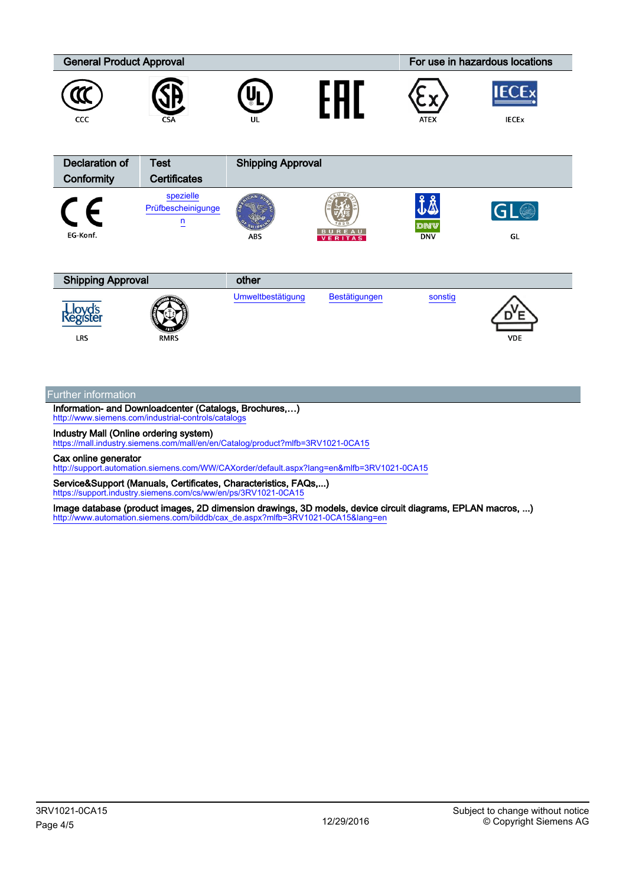| General Product Approval | | | | For use in hazardous locations | |
|---|---|---|---|---|---|
| CCC | CSA | UL | | ATEX | IECEx |

| Declaration of Conformity | Test Certificates | Shipping Approval | | | |
|---|---|---|---|---|---|
| EG-Konf. | spezielle Prüfbescheinigungen | ABS | BUREAU VERITAS | DNV | GL |

| Shipping Approval | | other | | | |
|---|---|---|---|---|---|
| LRS | RMRS | Umweltbestätigung | Bestätigungen | sonstig | VDE |

## Further information

**Information- and Downloadcenter (Catalogs, Brochures,…)**
http://www.siemens.com/industrial-controls/catalogs

**Industry Mall (Online ordering system)**
https://mall.industry.siemens.com/mall/en/en/Catalog/product?mlfb=3RV1021-0CA15

**Cax online generator**
http://support.automation.siemens.com/WW/CAXorder/default.aspx?lang=en&mlfb=3RV1021-0CA15

**Service&Support (Manuals, Certificates, Characteristics, FAQs,...)**
https://support.industry.siemens.com/cs/ww/en/ps/3RV1021-0CA15

**Image database (product images, 2D dimension drawings, 3D models, device circuit diagrams, EPLAN macros, ...)**
http://www.automation.siemens.com/bilddb/cax_de.aspx?mlfb=3RV1021-0CA15&lang=en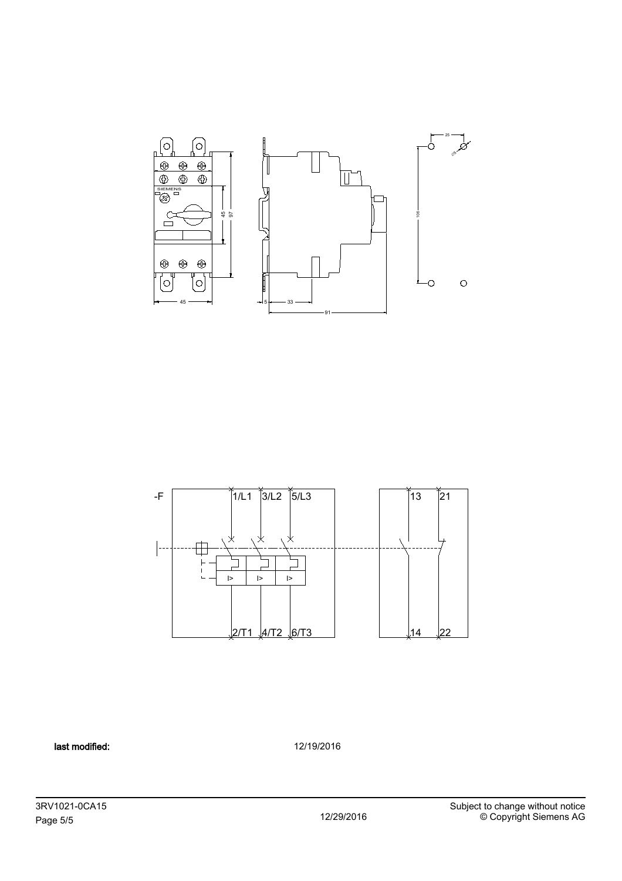45

97

45

5

33

91

25

105

-F

1/L1 3/L2 5/L3

I> I> I>

2/T1 4/T2 6/T3

13 21

14 22

**last modified:** 12/19/2016